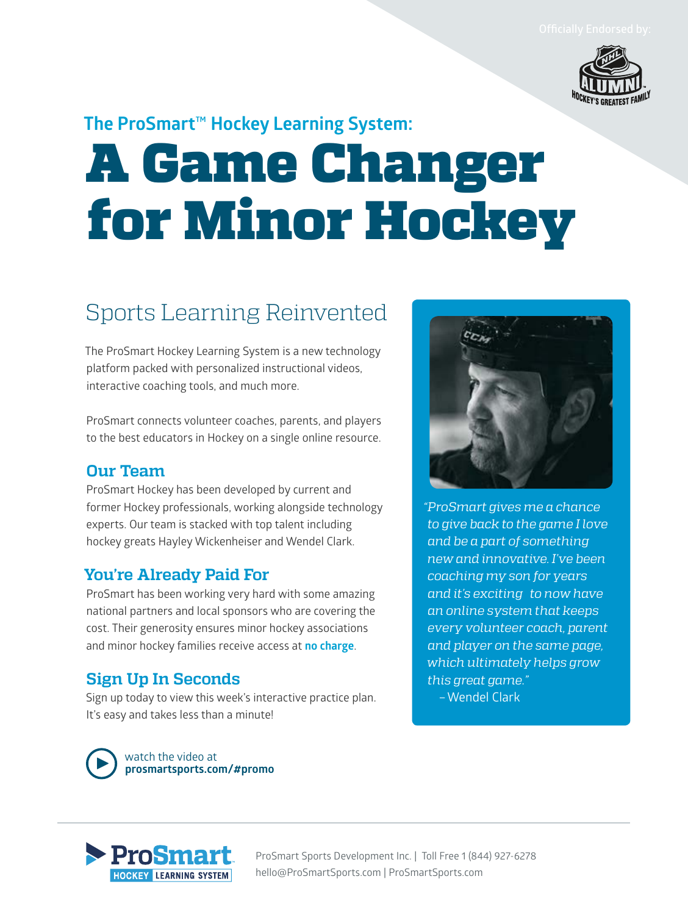Officially Endorsed by:

NHL ALUMNI HOCKEY'S GREATEST FAMILY

### The ProSmart™ Hockey Learning System:

# A Game Changer for Minor Hockey

## Sports Learning Reinvented

The ProSmart Hockey Learning System is a new technology platform packed with personalized instructional videos, interactive coaching tools, and much more.

ProSmart connects volunteer coaches, parents, and players to the best educators in Hockey on a single online resource.

### Our Team

ProSmart Hockey has been developed by current and former Hockey professionals, working alongside technology experts. Our team is stacked with top talent including hockey greats Hayley Wickenheiser and Wendel Clark.

### You're Already Paid For

ProSmart has been working very hard with some amazing national partners and local sponsors who are covering the cost. Their generosity ensures minor hockey associations and minor hockey families receive access at **no charge**.

### Sign Up In Seconds

Sign up today to view this week's interactive practice plan. It's easy and takes less than a minute!

watch the video at **prosmartsports.com/#promo**

*"ProSmart gives me a chance to give back to the game I love and be a part of something new and innovative. I've been coaching my son for years and it's exciting to now have an online system that keeps every volunteer coach, parent and player on the same page, which ultimately helps grow this great game."*

– Wendel Clark

ProSmart HOCKEY LEARNING SYSTEM

ProSmart Sports Development Inc. | Toll Free 1 (844) 927-6278
hello@ProSmartSports.com | ProSmartSports.com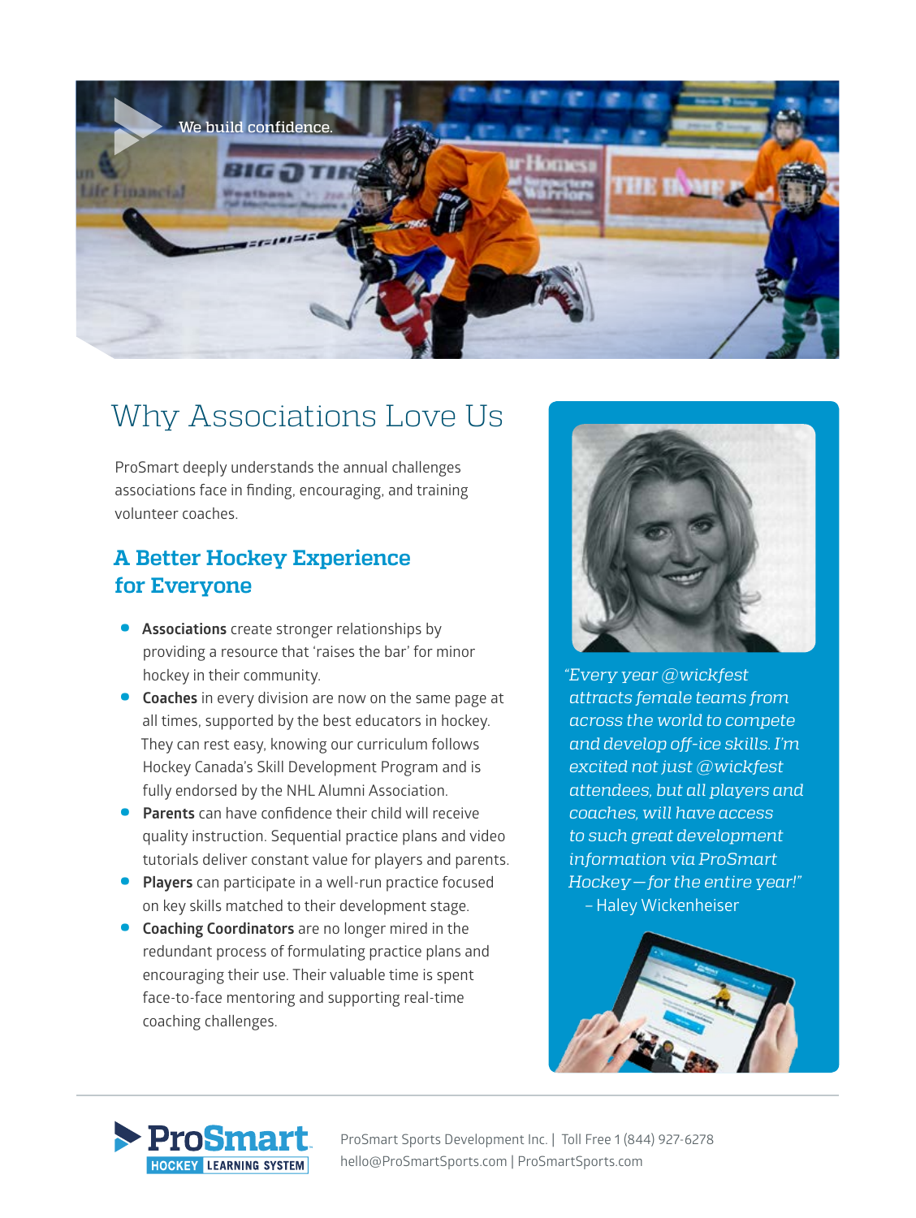We build confidence.

# Why Associations Love Us

ProSmart deeply understands the annual challenges associations face in finding, encouraging, and training volunteer coaches.

## A Better Hockey Experience for Everyone

- **Associations** create stronger relationships by providing a resource that 'raises the bar' for minor hockey in their community.
- **Coaches** in every division are now on the same page at all times, supported by the best educators in hockey. They can rest easy, knowing our curriculum follows Hockey Canada's Skill Development Program and is fully endorsed by the NHL Alumni Association.
- **Parents** can have confidence their child will receive quality instruction. Sequential practice plans and video tutorials deliver constant value for players and parents.
- **Players** can participate in a well-run practice focused on key skills matched to their development stage.
- **Coaching Coordinators** are no longer mired in the redundant process of formulating practice plans and encouraging their use. Their valuable time is spent face-to-face mentoring and supporting real-time coaching challenges.

*"Every year @wickfest attracts female teams from across the world to compete and develop off-ice skills. I'm excited not just @wickfest attendees, but all players and coaches, will have access to such great development information via ProSmart Hockey—for the entire year!"*

– Haley Wickenheiser

ProSmart HOCKEY LEARNING SYSTEM

ProSmart Sports Development Inc. | Toll Free 1 (844) 927-6278
hello@ProSmartSports.com | ProSmartSports.com